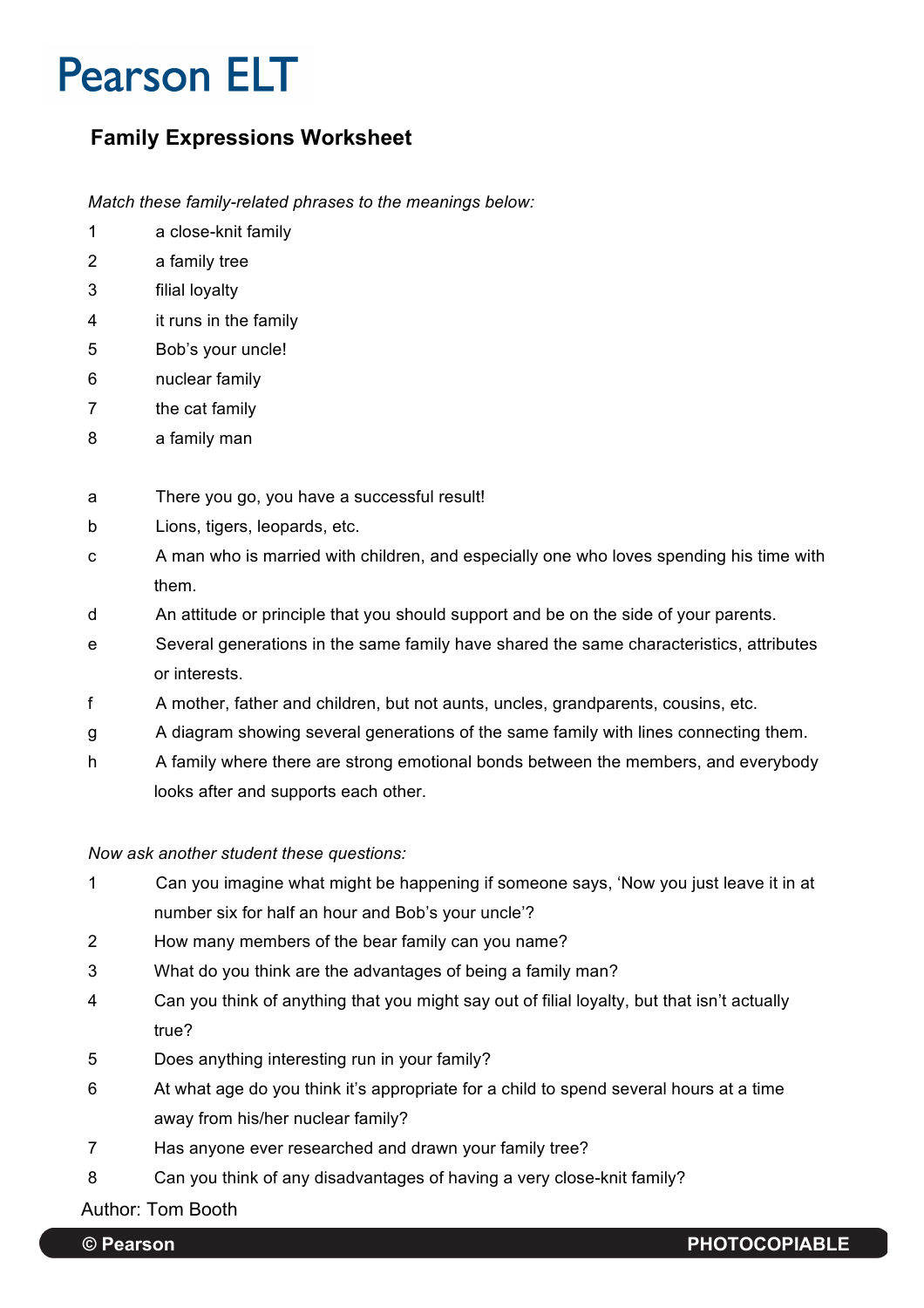# Pearson ELT

## Family Expressions Worksheet

*Match these family-related phrases to the meanings below:*

1. a close-knit family
2. a family tree
3. filial loyalty
4. it runs in the family
5. Bob's your uncle!
6. nuclear family
7. the cat family
8. a family man

a. There you go, you have a successful result!

b. Lions, tigers, leopards, etc.

c. A man who is married with children, and especially one who loves spending his time with them.

d. An attitude or principle that you should support and be on the side of your parents.

e. Several generations in the same family have shared the same characteristics, attributes or interests.

f. A mother, father and children, but not aunts, uncles, grandparents, cousins, etc.

g. A diagram showing several generations of the same family with lines connecting them.

h. A family where there are strong emotional bonds between the members, and everybody looks after and supports each other.

*Now ask another student these questions:*

1. Can you imagine what might be happening if someone says, 'Now you just leave it in at number six for half an hour and Bob's your uncle'?
2. How many members of the bear family can you name?
3. What do you think are the advantages of being a family man?
4. Can you think of anything that you might say out of filial loyalty, but that isn't actually true?
5. Does anything interesting run in your family?
6. At what age do you think it's appropriate for a child to spend several hours at a time away from his/her nuclear family?
7. Has anyone ever researched and drawn your family tree?
8. Can you think of any disadvantages of having a very close-knit family?

Author: Tom Booth

**© Pearson** **PHOTOCOPIABLE**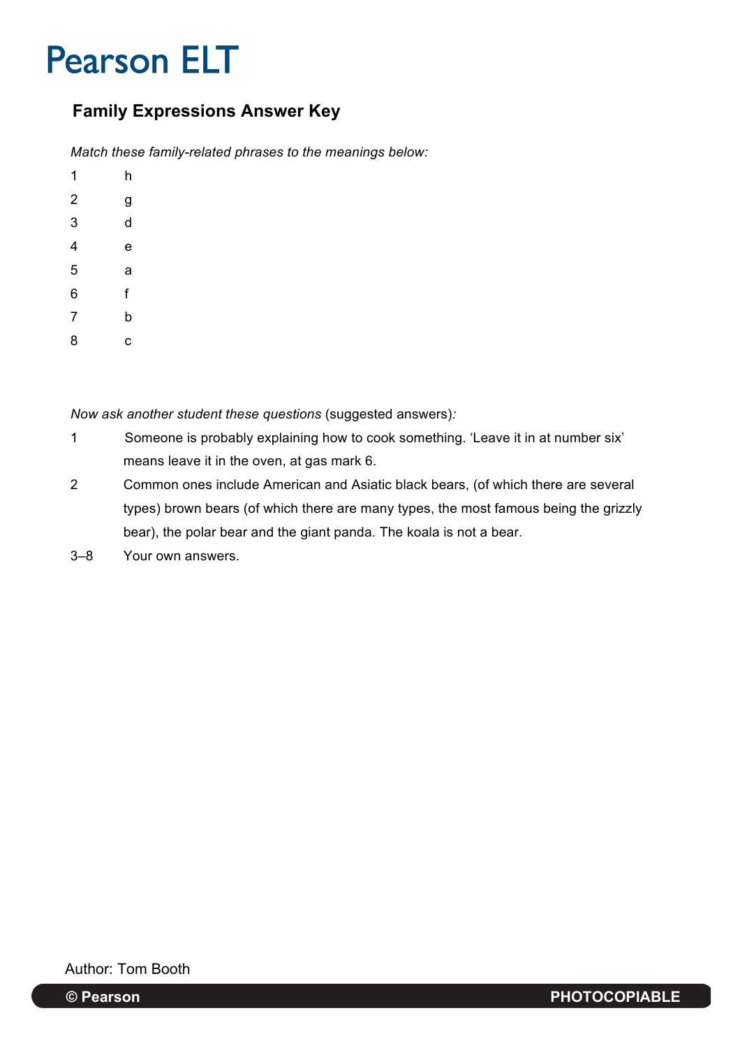# Pearson ELT

## Family Expressions Answer Key

*Match these family-related phrases to the meanings below:*

| | |
|---|---|
| 1 | h |
| 2 | g |
| 3 | d |
| 4 | e |
| 5 | a |
| 6 | f |
| 7 | b |
| 8 | c |

*Now ask another student these questions* (suggested answers):

1. Someone is probably explaining how to cook something. 'Leave it in at number six' means leave it in the oven, at gas mark 6.
2. Common ones include American and Asiatic black bears, (of which there are several types) brown bears (of which there are many types, the most famous being the grizzly bear), the polar bear and the giant panda. The koala is not a bear.

3–8 Your own answers.

Author: Tom Booth

© Pearson PHOTOCOPIABLE